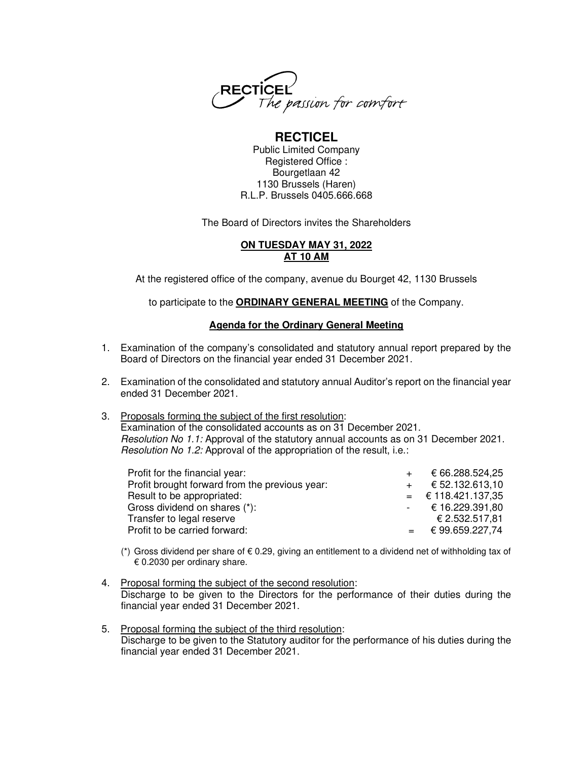RECTICEL The passion for comfort

# RECTICEL

Public Limited Company
Registered Office :
Bourgetlaan 42
1130 Brussels (Haren)
R.L.P. Brussels 0405.666.668

The Board of Directors invites the Shareholders

**ON TUESDAY MAY 31, 2022**
**AT 10 AM**

At the registered office of the company, avenue du Bourget 42, 1130 Brussels

to participate to the **ORDINARY GENERAL MEETING** of the Company.

## Agenda for the Ordinary General Meeting

1. Examination of the company's consolidated and statutory annual report prepared by the Board of Directors on the financial year ended 31 December 2021.

2. Examination of the consolidated and statutory annual Auditor's report on the financial year ended 31 December 2021.

3. Proposals forming the subject of the first resolution:
   Examination of the consolidated accounts as on 31 December 2021.
   *Resolution No 1.1:* Approval of the statutory annual accounts as on 31 December 2021.
   *Resolution No 1.2:* Approval of the appropriation of the result, i.e.:

| | | |
|---|---|---|
| Profit for the financial year: | + | € 66.288.524,25 |
| Profit brought forward from the previous year: | + | € 52.132.613,10 |
| Result to be appropriated: | = | € 118.421.137,35 |
| Gross dividend on shares (*): | - | € 16.229.391,80 |
| Transfer to legal reserve | | € 2.532.517,81 |
| Profit to be carried forward: | = | € 99.659.227,74 |

   (*) Gross dividend per share of € 0.29, giving an entitlement to a dividend net of withholding tax of € 0.2030 per ordinary share.

4. Proposal forming the subject of the second resolution:
   Discharge to be given to the Directors for the performance of their duties during the financial year ended 31 December 2021.

5. Proposal forming the subject of the third resolution:
   Discharge to be given to the Statutory auditor for the performance of his duties during the financial year ended 31 December 2021.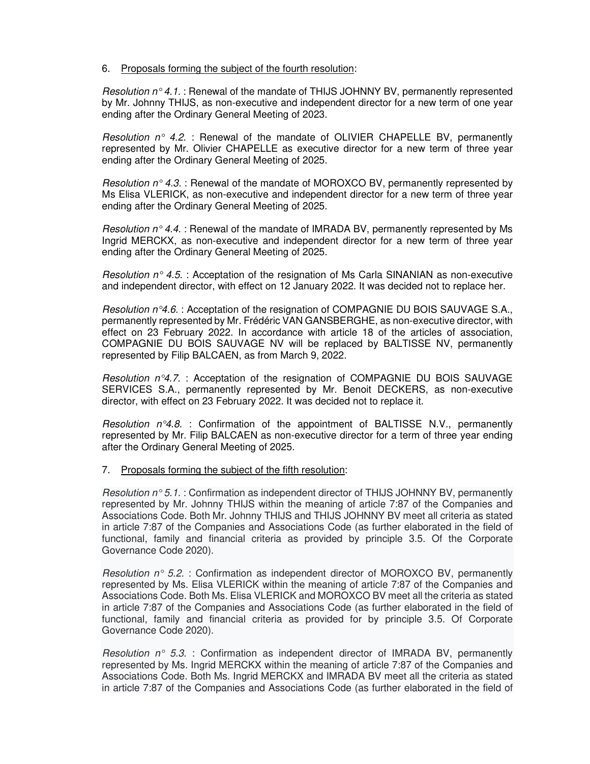6. Proposals forming the subject of the fourth resolution:

*Resolution n° 4.1.* : Renewal of the mandate of THIJS JOHNNY BV, permanently represented by Mr. Johnny THIJS, as non-executive and independent director for a new term of one year ending after the Ordinary General Meeting of 2023.

*Resolution n° 4.2.* : Renewal of the mandate of OLIVIER CHAPELLE BV, permanently represented by Mr. Olivier CHAPELLE as executive director for a new term of three year ending after the Ordinary General Meeting of 2025.

*Resolution n° 4.3.* : Renewal of the mandate of MOROXCO BV, permanently represented by Ms Elisa VLERICK, as non-executive and independent director for a new term of three year ending after the Ordinary General Meeting of 2025.

*Resolution n° 4.4.* : Renewal of the mandate of IMRADA BV, permanently represented by Ms Ingrid MERCKX, as non-executive and independent director for a new term of three year ending after the Ordinary General Meeting of 2025.

*Resolution n° 4.5.* : Acceptation of the resignation of Ms Carla SINANIAN as non-executive and independent director, with effect on 12 January 2022. It was decided not to replace her.

*Resolution n°4.6.* : Acceptation of the resignation of COMPAGNIE DU BOIS SAUVAGE S.A., permanently represented by Mr. Frédéric VAN GANSBERGHE, as non-executive director, with effect on 23 February 2022. In accordance with article 18 of the articles of association, COMPAGNIE DU BOIS SAUVAGE NV will be replaced by BALTISSE NV, permanently represented by Filip BALCAEN, as from March 9, 2022.

*Resolution n°4.7.* : Acceptation of the resignation of COMPAGNIE DU BOIS SAUVAGE SERVICES S.A., permanently represented by Mr. Benoit DECKERS, as non-executive director, with effect on 23 February 2022. It was decided not to replace it.

*Resolution n°4.8.* : Confirmation of the appointment of BALTISSE N.V., permanently represented by Mr. Filip BALCAEN as non-executive director for a term of three year ending after the Ordinary General Meeting of 2025.

7. Proposals forming the subject of the fifth resolution:

*Resolution n° 5.1.* : Confirmation as independent director of THIJS JOHNNY BV, permanently represented by Mr. Johnny THIJS within the meaning of article 7:87 of the Companies and Associations Code. Both Mr. Johnny THIJS and THIJS JOHNNY BV meet all criteria as stated in article 7:87 of the Companies and Associations Code (as further elaborated in the field of functional, family and financial criteria as provided by principle 3.5. Of the Corporate Governance Code 2020).

*Resolution n° 5.2.* : Confirmation as independent director of MOROXCO BV, permanently represented by Ms. Elisa VLERICK within the meaning of article 7:87 of the Companies and Associations Code. Both Ms. Elisa VLERICK and MOROXCO BV meet all the criteria as stated in article 7:87 of the Companies and Associations Code (as further elaborated in the field of functional, family and financial criteria as provided for by principle 3.5. Of Corporate Governance Code 2020).

*Resolution n° 5.3.* : Confirmation as independent director of IMRADA BV, permanently represented by Ms. Ingrid MERCKX within the meaning of article 7:87 of the Companies and Associations Code. Both Ms. Ingrid MERCKX and IMRADA BV meet all the criteria as stated in article 7:87 of the Companies and Associations Code (as further elaborated in the field of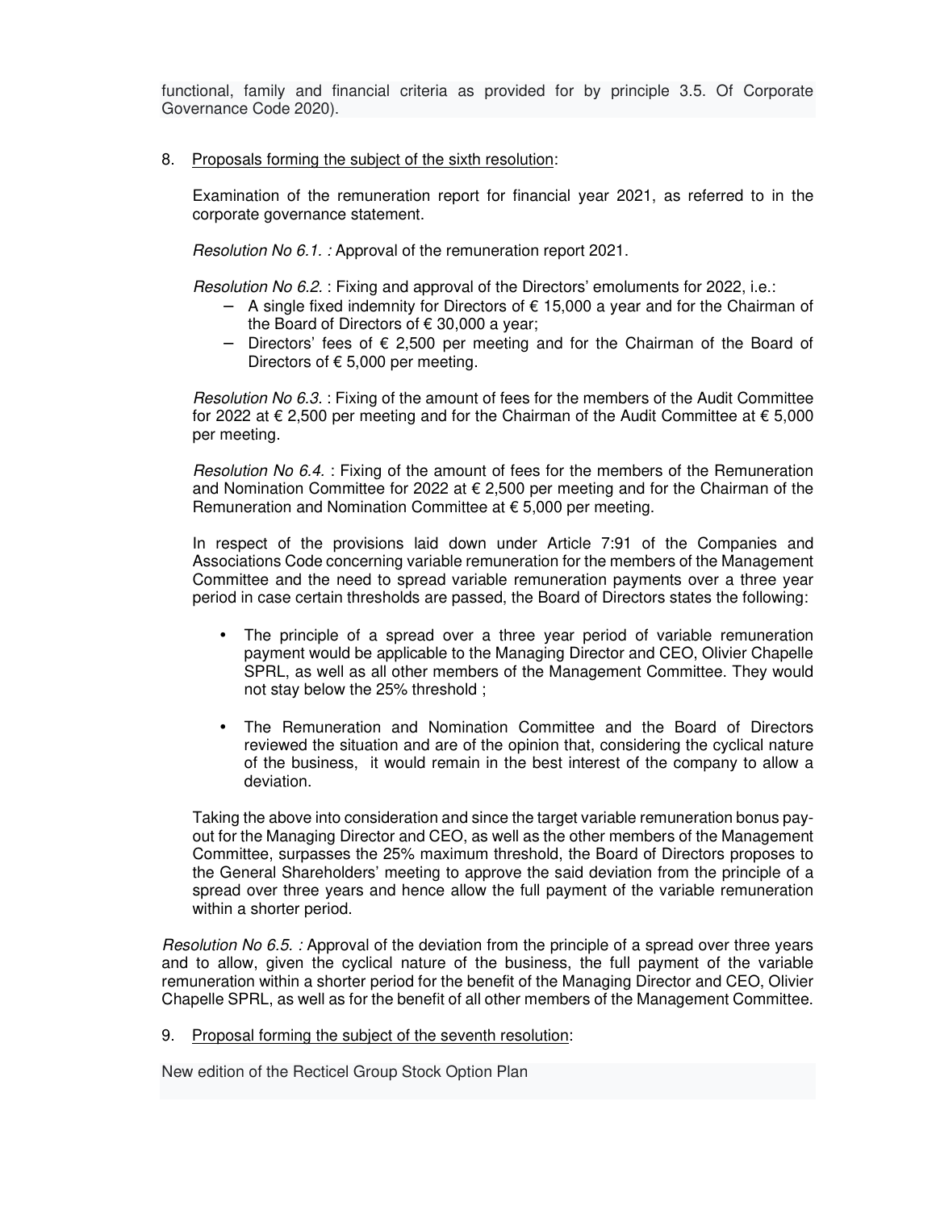functional, family and financial criteria as provided for by principle 3.5. Of Corporate Governance Code 2020).

8. Proposals forming the subject of the sixth resolution:

   Examination of the remuneration report for financial year 2021, as referred to in the corporate governance statement.

   *Resolution No 6.1. :* Approval of the remuneration report 2021.

   *Resolution No 6.2.* : Fixing and approval of the Directors' emoluments for 2022, i.e.:
   - A single fixed indemnity for Directors of € 15,000 a year and for the Chairman of the Board of Directors of € 30,000 a year;
   - Directors' fees of € 2,500 per meeting and for the Chairman of the Board of Directors of € 5,000 per meeting.

   *Resolution No 6.3.* : Fixing of the amount of fees for the members of the Audit Committee for 2022 at € 2,500 per meeting and for the Chairman of the Audit Committee at € 5,000 per meeting.

   *Resolution No 6.4.* : Fixing of the amount of fees for the members of the Remuneration and Nomination Committee for 2022 at € 2,500 per meeting and for the Chairman of the Remuneration and Nomination Committee at € 5,000 per meeting.

   In respect of the provisions laid down under Article 7:91 of the Companies and Associations Code concerning variable remuneration for the members of the Management Committee and the need to spread variable remuneration payments over a three year period in case certain thresholds are passed, the Board of Directors states the following:

   - The principle of a spread over a three year period of variable remuneration payment would be applicable to the Managing Director and CEO, Olivier Chapelle SPRL, as well as all other members of the Management Committee. They would not stay below the 25% threshold ;

   - The Remuneration and Nomination Committee and the Board of Directors reviewed the situation and are of the opinion that, considering the cyclical nature of the business, it would remain in the best interest of the company to allow a deviation.

   Taking the above into consideration and since the target variable remuneration bonus pay-out for the Managing Director and CEO, as well as the other members of the Management Committee, surpasses the 25% maximum threshold, the Board of Directors proposes to the General Shareholders' meeting to approve the said deviation from the principle of a spread over three years and hence allow the full payment of the variable remuneration within a shorter period.

*Resolution No 6.5. :* Approval of the deviation from the principle of a spread over three years and to allow, given the cyclical nature of the business, the full payment of the variable remuneration within a shorter period for the benefit of the Managing Director and CEO, Olivier Chapelle SPRL, as well as for the benefit of all other members of the Management Committee.

9. Proposal forming the subject of the seventh resolution:

New edition of the Recticel Group Stock Option Plan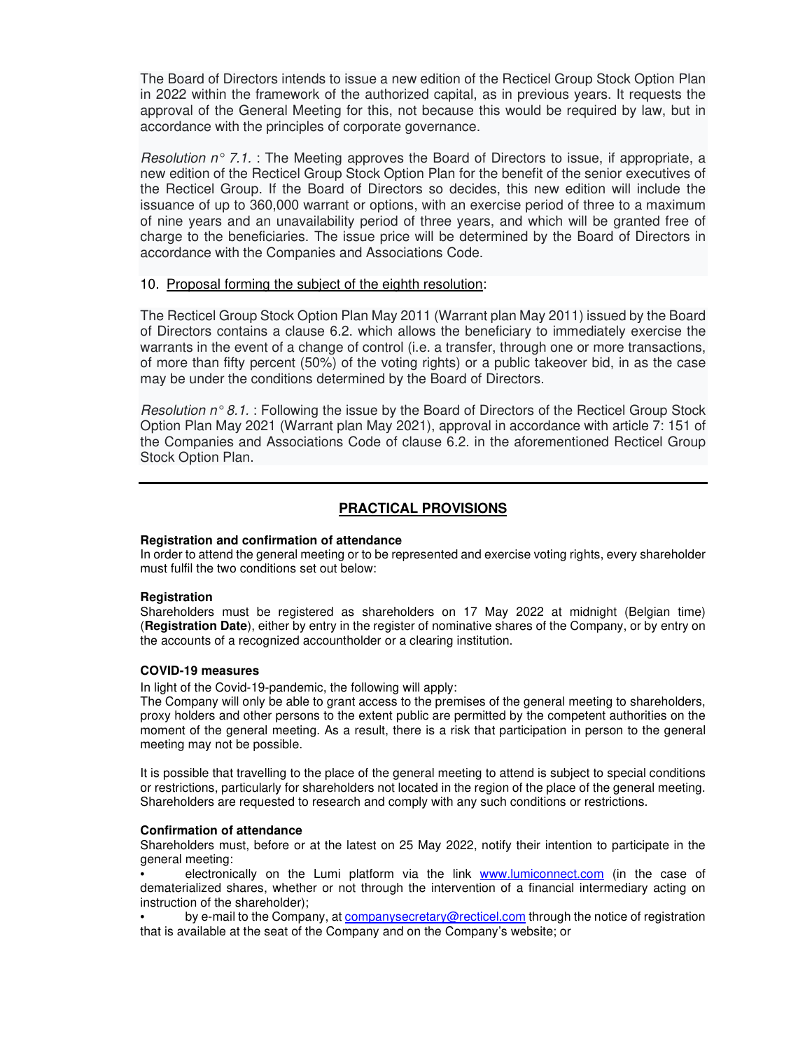The Board of Directors intends to issue a new edition of the Recticel Group Stock Option Plan in 2022 within the framework of the authorized capital, as in previous years. It requests the approval of the General Meeting for this, not because this would be required by law, but in accordance with the principles of corporate governance.

*Resolution n° 7.1.* : The Meeting approves the Board of Directors to issue, if appropriate, a new edition of the Recticel Group Stock Option Plan for the benefit of the senior executives of the Recticel Group. If the Board of Directors so decides, this new edition will include the issuance of up to 360,000 warrant or options, with an exercise period of three to a maximum of nine years and an unavailability period of three years, and which will be granted free of charge to the beneficiaries. The issue price will be determined by the Board of Directors in accordance with the Companies and Associations Code.

10. <u>Proposal forming the subject of the eighth resolution</u>:

The Recticel Group Stock Option Plan May 2011 (Warrant plan May 2011) issued by the Board of Directors contains a clause 6.2. which allows the beneficiary to immediately exercise the warrants in the event of a change of control (i.e. a transfer, through one or more transactions, of more than fifty percent (50%) of the voting rights) or a public takeover bid, in as the case may be under the conditions determined by the Board of Directors.

*Resolution n° 8.1.* : Following the issue by the Board of Directors of the Recticel Group Stock Option Plan May 2021 (Warrant plan May 2021), approval in accordance with article 7: 151 of the Companies and Associations Code of clause 6.2. in the aforementioned Recticel Group Stock Option Plan.

---

## PRACTICAL PROVISIONS

**Registration and confirmation of attendance**

In order to attend the general meeting or to be represented and exercise voting rights, every shareholder must fulfil the two conditions set out below:

**Registration**

Shareholders must be registered as shareholders on 17 May 2022 at midnight (Belgian time) (**Registration Date**), either by entry in the register of nominative shares of the Company, or by entry on the accounts of a recognized accountholder or a clearing institution.

**COVID-19 measures**

In light of the Covid-19-pandemic, the following will apply:

The Company will only be able to grant access to the premises of the general meeting to shareholders, proxy holders and other persons to the extent public are permitted by the competent authorities on the moment of the general meeting. As a result, there is a risk that participation in person to the general meeting may not be possible.

It is possible that travelling to the place of the general meeting to attend is subject to special conditions or restrictions, particularly for shareholders not located in the region of the place of the general meeting. Shareholders are requested to research and comply with any such conditions or restrictions.

**Confirmation of attendance**

Shareholders must, before or at the latest on 25 May 2022, notify their intention to participate in the general meeting:

- electronically on the Lumi platform via the link www.lumiconnect.com (in the case of dematerialized shares, whether or not through the intervention of a financial intermediary acting on instruction of the shareholder);
- by e-mail to the Company, at companysecretary@recticel.com through the notice of registration that is available at the seat of the Company and on the Company's website; or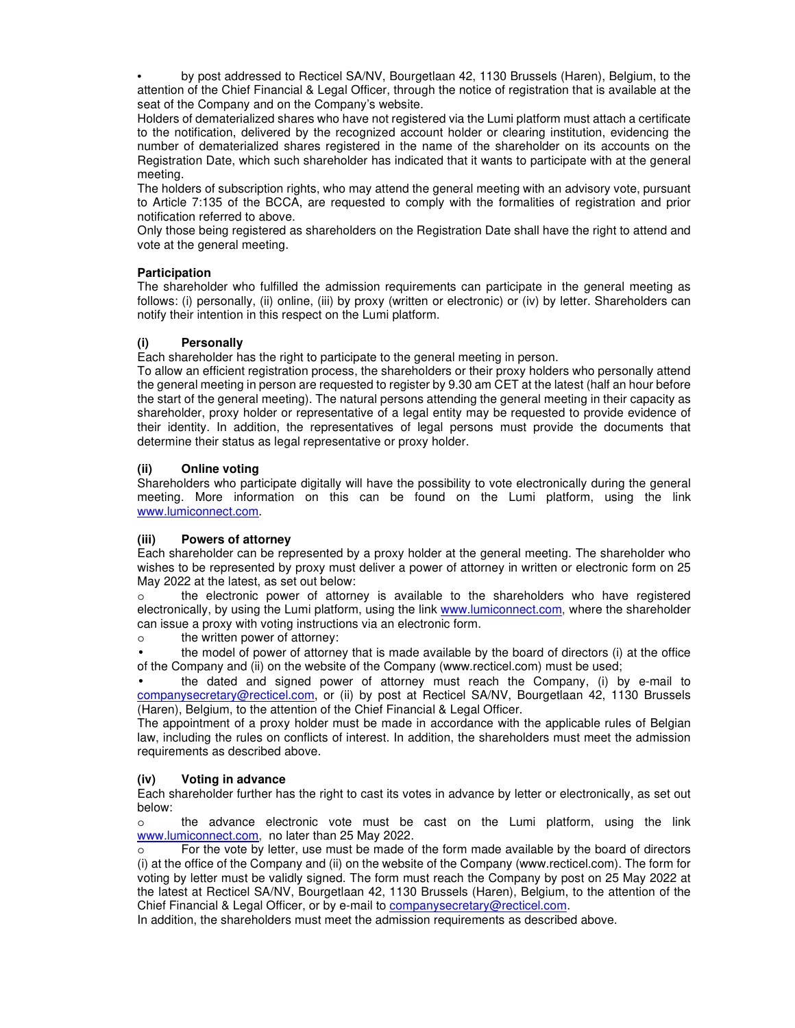- by post addressed to Recticel SA/NV, Bourgetlaan 42, 1130 Brussels (Haren), Belgium, to the attention of the Chief Financial & Legal Officer, through the notice of registration that is available at the seat of the Company and on the Company's website.

Holders of dematerialized shares who have not registered via the Lumi platform must attach a certificate to the notification, delivered by the recognized account holder or clearing institution, evidencing the number of dematerialized shares registered in the name of the shareholder on its accounts on the Registration Date, which such shareholder has indicated that it wants to participate with at the general meeting.

The holders of subscription rights, who may attend the general meeting with an advisory vote, pursuant to Article 7:135 of the BCCA, are requested to comply with the formalities of registration and prior notification referred to above.

Only those being registered as shareholders on the Registration Date shall have the right to attend and vote at the general meeting.

**Participation**

The shareholder who fulfilled the admission requirements can participate in the general meeting as follows: (i) personally, (ii) online, (iii) by proxy (written or electronic) or (iv) by letter. Shareholders can notify their intention in this respect on the Lumi platform.

**(i) Personally**

Each shareholder has the right to participate to the general meeting in person.

To allow an efficient registration process, the shareholders or their proxy holders who personally attend the general meeting in person are requested to register by 9.30 am CET at the latest (half an hour before the start of the general meeting). The natural persons attending the general meeting in their capacity as shareholder, proxy holder or representative of a legal entity may be requested to provide evidence of their identity. In addition, the representatives of legal persons must provide the documents that determine their status as legal representative or proxy holder.

**(ii) Online voting**

Shareholders who participate digitally will have the possibility to vote electronically during the general meeting. More information on this can be found on the Lumi platform, using the link www.lumiconnect.com.

**(iii) Powers of attorney**

Each shareholder can be represented by a proxy holder at the general meeting. The shareholder who wishes to be represented by proxy must deliver a power of attorney in written or electronic form on 25 May 2022 at the latest, as set out below:

- the electronic power of attorney is available to the shareholders who have registered electronically, by using the Lumi platform, using the link www.lumiconnect.com, where the shareholder can issue a proxy with voting instructions via an electronic form.
- the written power of attorney:
  - the model of power of attorney that is made available by the board of directors (i) at the office of the Company and (ii) on the website of the Company (www.recticel.com) must be used;
  - the dated and signed power of attorney must reach the Company, (i) by e-mail to companysecretary@recticel.com, or (ii) by post at Recticel SA/NV, Bourgetlaan 42, 1130 Brussels (Haren), Belgium, to the attention of the Chief Financial & Legal Officer.

The appointment of a proxy holder must be made in accordance with the applicable rules of Belgian law, including the rules on conflicts of interest. In addition, the shareholders must meet the admission requirements as described above.

**(iv) Voting in advance**

Each shareholder further has the right to cast its votes in advance by letter or electronically, as set out below:

- the advance electronic vote must be cast on the Lumi platform, using the link www.lumiconnect.com, no later than 25 May 2022.
- For the vote by letter, use must be made of the form made available by the board of directors (i) at the office of the Company and (ii) on the website of the Company (www.recticel.com). The form for voting by letter must be validly signed. The form must reach the Company by post on 25 May 2022 at the latest at Recticel SA/NV, Bourgetlaan 42, 1130 Brussels (Haren), Belgium, to the attention of the Chief Financial & Legal Officer, or by e-mail to companysecretary@recticel.com.

In addition, the shareholders must meet the admission requirements as described above.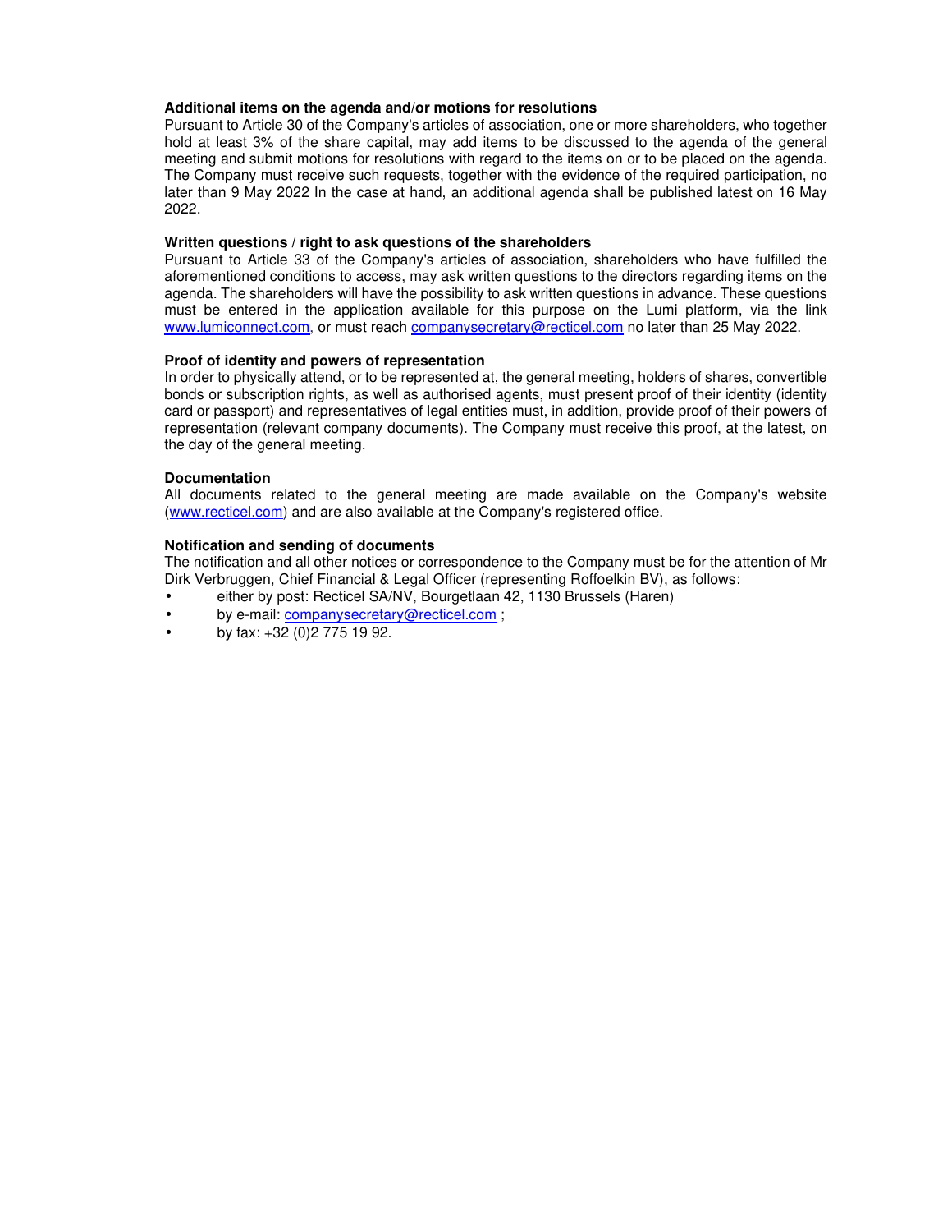**Additional items on the agenda and/or motions for resolutions**

Pursuant to Article 30 of the Company's articles of association, one or more shareholders, who together hold at least 3% of the share capital, may add items to be discussed to the agenda of the general meeting and submit motions for resolutions with regard to the items on or to be placed on the agenda. The Company must receive such requests, together with the evidence of the required participation, no later than 9 May 2022 In the case at hand, an additional agenda shall be published latest on 16 May 2022.

**Written questions / right to ask questions of the shareholders**

Pursuant to Article 33 of the Company's articles of association, shareholders who have fulfilled the aforementioned conditions to access, may ask written questions to the directors regarding items on the agenda. The shareholders will have the possibility to ask written questions in advance. These questions must be entered in the application available for this purpose on the Lumi platform, via the link www.lumiconnect.com, or must reach companysecretary@recticel.com no later than 25 May 2022.

**Proof of identity and powers of representation**

In order to physically attend, or to be represented at, the general meeting, holders of shares, convertible bonds or subscription rights, as well as authorised agents, must present proof of their identity (identity card or passport) and representatives of legal entities must, in addition, provide proof of their powers of representation (relevant company documents). The Company must receive this proof, at the latest, on the day of the general meeting.

**Documentation**

All documents related to the general meeting are made available on the Company's website (www.recticel.com) and are also available at the Company's registered office.

**Notification and sending of documents**

The notification and all other notices or correspondence to the Company must be for the attention of Mr Dirk Verbruggen, Chief Financial & Legal Officer (representing Roffoelkin BV), as follows:

- either by post: Recticel SA/NV, Bourgetlaan 42, 1130 Brussels (Haren)
- by e-mail: companysecretary@recticel.com ;
- by fax: +32 (0)2 775 19 92.